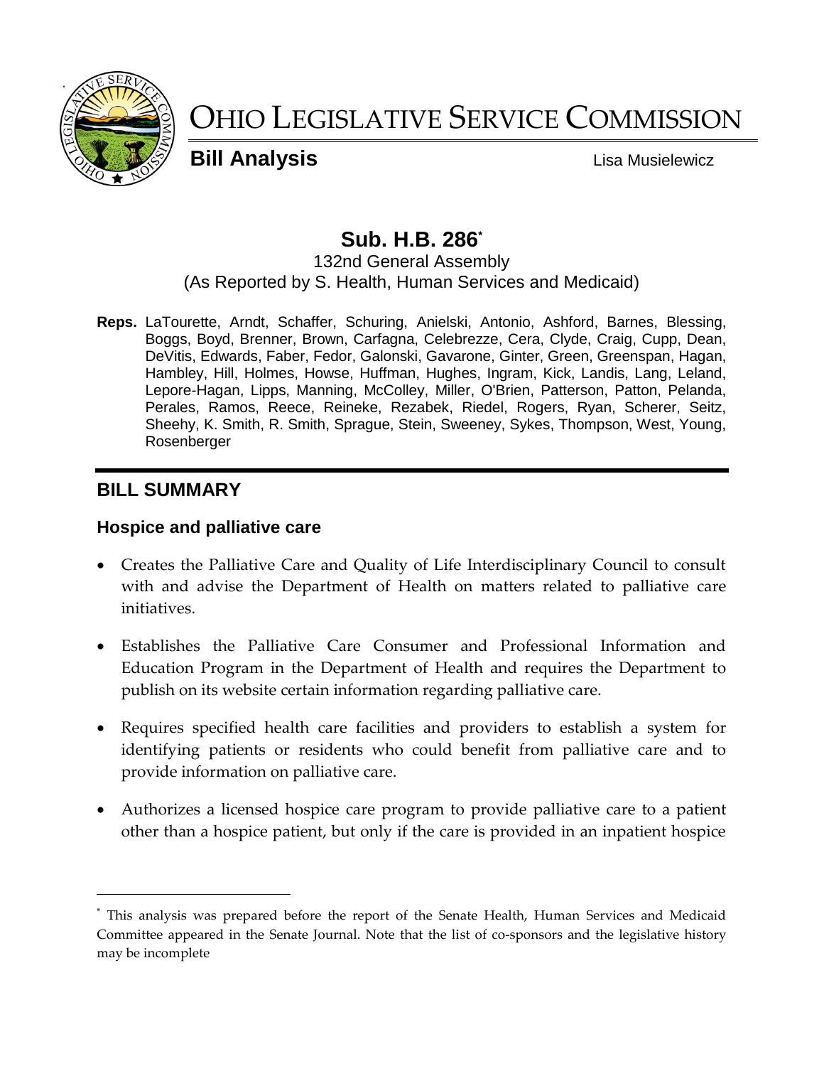# Ohio Legislative Service Commission

**Bill Analysis** Lisa Musielewicz

## Sub. H.B. 286*

132nd General Assembly
(As Reported by S. Health, Human Services and Medicaid)

**Reps.** LaTourette, Arndt, Schaffer, Schuring, Anielski, Antonio, Ashford, Barnes, Blessing, Boggs, Boyd, Brenner, Brown, Carfagna, Celebrezze, Cera, Clyde, Craig, Cupp, Dean, DeVitis, Edwards, Faber, Fedor, Galonski, Gavarone, Ginter, Green, Greenspan, Hagan, Hambley, Hill, Holmes, Howse, Huffman, Hughes, Ingram, Kick, Landis, Lang, Leland, Lepore-Hagan, Lipps, Manning, McColley, Miller, O'Brien, Patterson, Patton, Pelanda, Perales, Ramos, Reece, Reineke, Rezabek, Riedel, Rogers, Ryan, Scherer, Seitz, Sheehy, K. Smith, R. Smith, Sprague, Stein, Sweeney, Sykes, Thompson, West, Young, Rosenberger

## BILL SUMMARY

### Hospice and palliative care

- Creates the Palliative Care and Quality of Life Interdisciplinary Council to consult with and advise the Department of Health on matters related to palliative care initiatives.
- Establishes the Palliative Care Consumer and Professional Information and Education Program in the Department of Health and requires the Department to publish on its website certain information regarding palliative care.
- Requires specified health care facilities and providers to establish a system for identifying patients or residents who could benefit from palliative care and to provide information on palliative care.
- Authorizes a licensed hospice care program to provide palliative care to a patient other than a hospice patient, but only if the care is provided in an inpatient hospice

---

* This analysis was prepared before the report of the Senate Health, Human Services and Medicaid Committee appeared in the Senate Journal. Note that the list of co-sponsors and the legislative history may be incomplete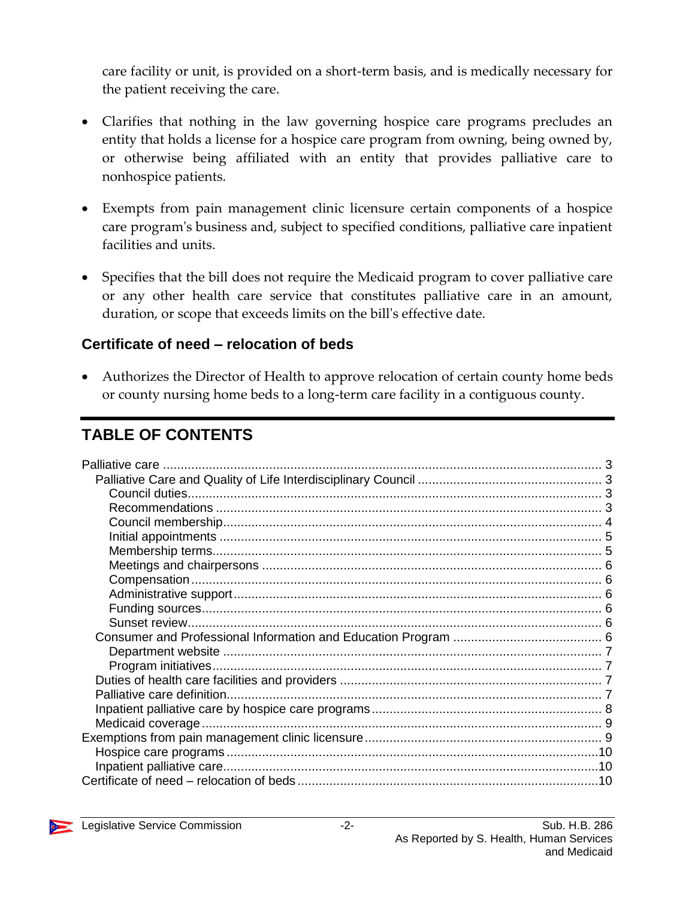care facility or unit, is provided on a short-term basis, and is medically necessary for the patient receiving the care.

- Clarifies that nothing in the law governing hospice care programs precludes an entity that holds a license for a hospice care program from owning, being owned by, or otherwise being affiliated with an entity that provides palliative care to nonhospice patients.
- Exempts from pain management clinic licensure certain components of a hospice care program's business and, subject to specified conditions, palliative care inpatient facilities and units.
- Specifies that the bill does not require the Medicaid program to cover palliative care or any other health care service that constitutes palliative care in an amount, duration, or scope that exceeds limits on the bill's effective date.

### Certificate of need – relocation of beds

- Authorizes the Director of Health to approve relocation of certain county home beds or county nursing home beds to a long-term care facility in a contiguous county.

## TABLE OF CONTENTS

Palliative care ........................................................ 3
- Palliative Care and Quality of Life Interdisciplinary Council ........................ 3
  - Council duties........................................................ 3
  - Recommendations ........................................................ 3
  - Council membership........................................................ 4
  - Initial appointments ........................................................ 5
  - Membership terms........................................................ 5
  - Meetings and chairpersons ........................................................ 6
  - Compensation ........................................................ 6
  - Administrative support........................................................ 6
  - Funding sources........................................................ 6
  - Sunset review........................................................ 6
- Consumer and Professional Information and Education Program ........................ 6
  - Department website ........................................................ 7
  - Program initiatives........................................................ 7
- Duties of health care facilities and providers ........................................................ 7
- Palliative care definition........................................................ 7
- Inpatient palliative care by hospice care programs ........................................................ 8
- Medicaid coverage ........................................................ 9

Exemptions from pain management clinic licensure ........................................................ 9
- Hospice care programs ........................................................ 10
- Inpatient palliative care........................................................ 10

Certificate of need – relocation of beds ........................................................ 10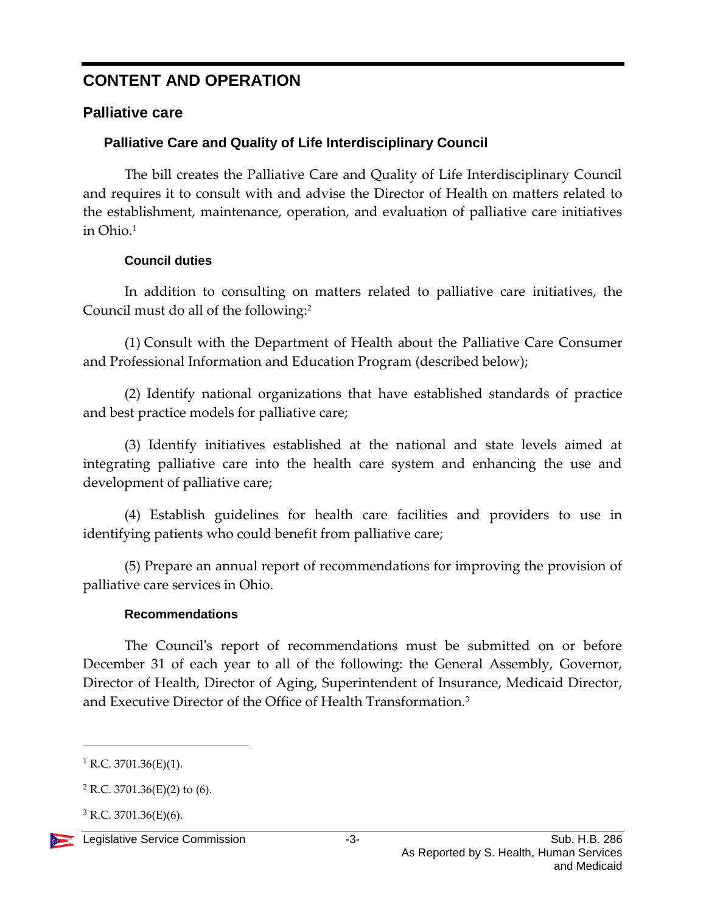# CONTENT AND OPERATION

## Palliative care

### Palliative Care and Quality of Life Interdisciplinary Council

The bill creates the Palliative Care and Quality of Life Interdisciplinary Council and requires it to consult with and advise the Director of Health on matters related to the establishment, maintenance, operation, and evaluation of palliative care initiatives in Ohio.[1]

#### Council duties

In addition to consulting on matters related to palliative care initiatives, the Council must do all of the following:[2]

(1) Consult with the Department of Health about the Palliative Care Consumer and Professional Information and Education Program (described below);

(2) Identify national organizations that have established standards of practice and best practice models for palliative care;

(3) Identify initiatives established at the national and state levels aimed at integrating palliative care into the health care system and enhancing the use and development of palliative care;

(4) Establish guidelines for health care facilities and providers to use in identifying patients who could benefit from palliative care;

(5) Prepare an annual report of recommendations for improving the provision of palliative care services in Ohio.

#### Recommendations

The Council's report of recommendations must be submitted on or before December 31 of each year to all of the following: the General Assembly, Governor, Director of Health, Director of Aging, Superintendent of Insurance, Medicaid Director, and Executive Director of the Office of Health Transformation.[3]

---

[1] R.C. 3701.36(E)(1).

[2] R.C. 3701.36(E)(2) to (6).

[3] R.C. 3701.36(E)(6).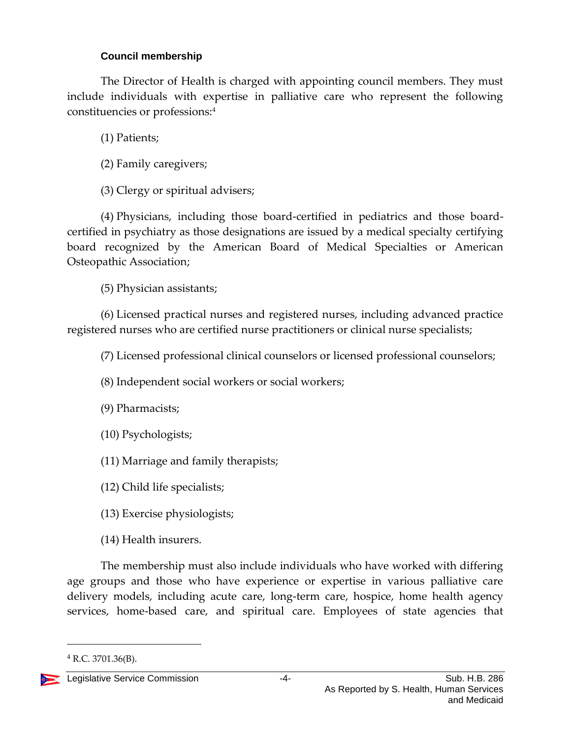#### Council membership

The Director of Health is charged with appointing council members. They must include individuals with expertise in palliative care who represent the following constituencies or professions:[4]

(1) Patients;

(2) Family caregivers;

(3) Clergy or spiritual advisers;

(4) Physicians, including those board-certified in pediatrics and those board-certified in psychiatry as those designations are issued by a medical specialty certifying board recognized by the American Board of Medical Specialties or American Osteopathic Association;

(5) Physician assistants;

(6) Licensed practical nurses and registered nurses, including advanced practice registered nurses who are certified nurse practitioners or clinical nurse specialists;

(7) Licensed professional clinical counselors or licensed professional counselors;

(8) Independent social workers or social workers;

(9) Pharmacists;

(10) Psychologists;

(11) Marriage and family therapists;

(12) Child life specialists;

(13) Exercise physiologists;

(14) Health insurers.

The membership must also include individuals who have worked with differing age groups and those who have experience or expertise in various palliative care delivery models, including acute care, long-term care, hospice, home health agency services, home-based care, and spiritual care. Employees of state agencies that

---

[4] R.C. 3701.36(B).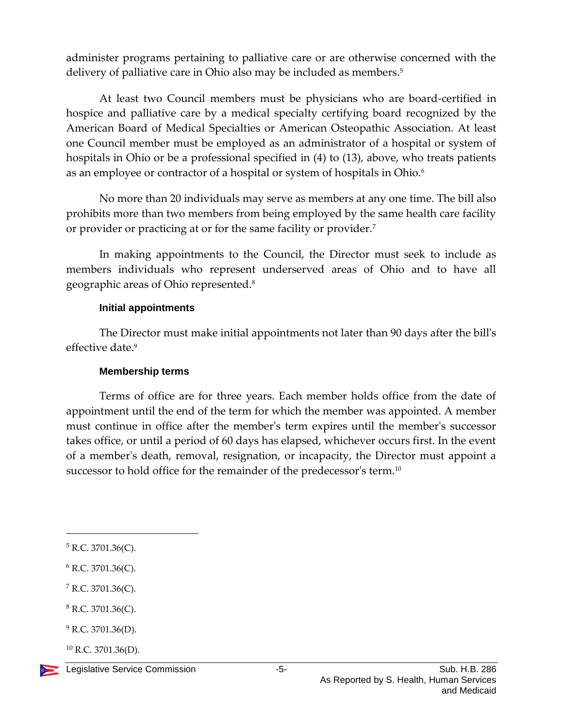administer programs pertaining to palliative care or are otherwise concerned with the delivery of palliative care in Ohio also may be included as members.[5]

At least two Council members must be physicians who are board-certified in hospice and palliative care by a medical specialty certifying board recognized by the American Board of Medical Specialties or American Osteopathic Association. At least one Council member must be employed as an administrator of a hospital or system of hospitals in Ohio or be a professional specified in (4) to (13), above, who treats patients as an employee or contractor of a hospital or system of hospitals in Ohio.[6]

No more than 20 individuals may serve as members at any one time. The bill also prohibits more than two members from being employed by the same health care facility or provider or practicing at or for the same facility or provider.[7]

In making appointments to the Council, the Director must seek to include as members individuals who represent underserved areas of Ohio and to have all geographic areas of Ohio represented.[8]

#### Initial appointments

The Director must make initial appointments not later than 90 days after the bill's effective date.[9]

#### Membership terms

Terms of office are for three years. Each member holds office from the date of appointment until the end of the term for which the member was appointed. A member must continue in office after the member's term expires until the member's successor takes office, or until a period of 60 days has elapsed, whichever occurs first. In the event of a member's death, removal, resignation, or incapacity, the Director must appoint a successor to hold office for the remainder of the predecessor's term.[10]

---

[5] R.C. 3701.36(C).

[6] R.C. 3701.36(C).

[7] R.C. 3701.36(C).

[8] R.C. 3701.36(C).

[9] R.C. 3701.36(D).

[10] R.C. 3701.36(D).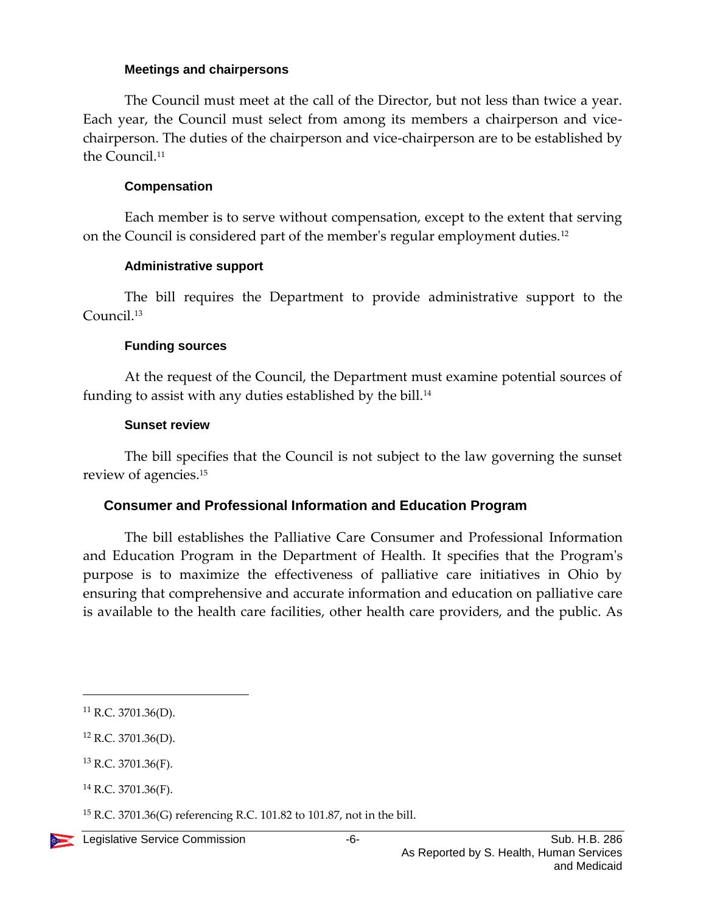#### Meetings and chairpersons

The Council must meet at the call of the Director, but not less than twice a year. Each year, the Council must select from among its members a chairperson and vice-chairperson. The duties of the chairperson and vice-chairperson are to be established by the Council.[11]

#### Compensation

Each member is to serve without compensation, except to the extent that serving on the Council is considered part of the member's regular employment duties.[12]

#### Administrative support

The bill requires the Department to provide administrative support to the Council.[13]

#### Funding sources

At the request of the Council, the Department must examine potential sources of funding to assist with any duties established by the bill.[14]

#### Sunset review

The bill specifies that the Council is not subject to the law governing the sunset review of agencies.[15]

### Consumer and Professional Information and Education Program

The bill establishes the Palliative Care Consumer and Professional Information and Education Program in the Department of Health. It specifies that the Program's purpose is to maximize the effectiveness of palliative care initiatives in Ohio by ensuring that comprehensive and accurate information and education on palliative care is available to the health care facilities, other health care providers, and the public. As

---

[11] R.C. 3701.36(D).

[12] R.C. 3701.36(D).

[13] R.C. 3701.36(F).

[14] R.C. 3701.36(F).

[15] R.C. 3701.36(G) referencing R.C. 101.82 to 101.87, not in the bill.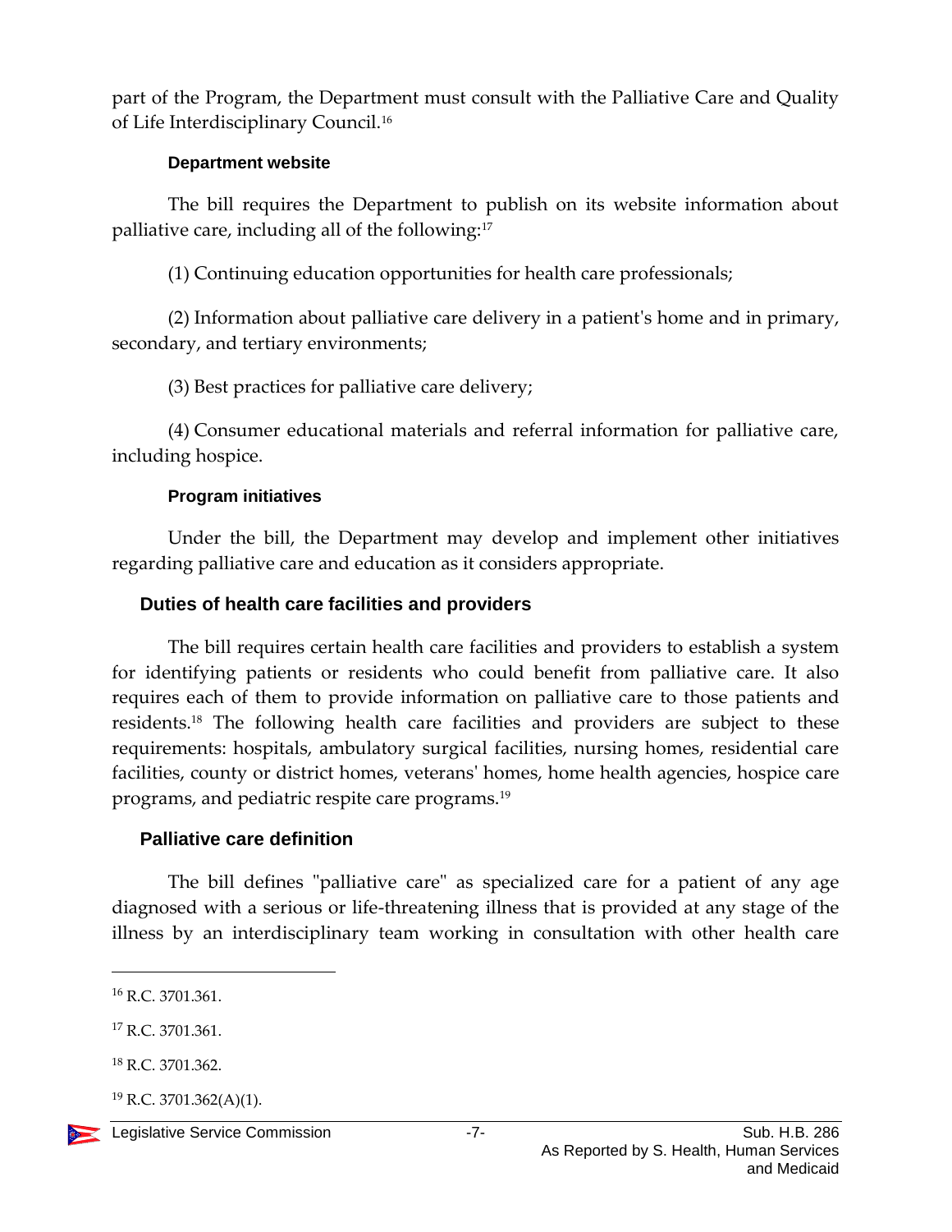part of the Program, the Department must consult with the Palliative Care and Quality of Life Interdisciplinary Council.[16]

#### Department website

The bill requires the Department to publish on its website information about palliative care, including all of the following:[17]

(1) Continuing education opportunities for health care professionals;

(2) Information about palliative care delivery in a patient's home and in primary, secondary, and tertiary environments;

(3) Best practices for palliative care delivery;

(4) Consumer educational materials and referral information for palliative care, including hospice.

#### Program initiatives

Under the bill, the Department may develop and implement other initiatives regarding palliative care and education as it considers appropriate.

### Duties of health care facilities and providers

The bill requires certain health care facilities and providers to establish a system for identifying patients or residents who could benefit from palliative care. It also requires each of them to provide information on palliative care to those patients and residents.[18] The following health care facilities and providers are subject to these requirements: hospitals, ambulatory surgical facilities, nursing homes, residential care facilities, county or district homes, veterans' homes, home health agencies, hospice care programs, and pediatric respite care programs.[19]

### Palliative care definition

The bill defines "palliative care" as specialized care for a patient of any age diagnosed with a serious or life-threatening illness that is provided at any stage of the illness by an interdisciplinary team working in consultation with other health care

---

[16] R.C. 3701.361.

[17] R.C. 3701.361.

[18] R.C. 3701.362.

[19] R.C. 3701.362(A)(1).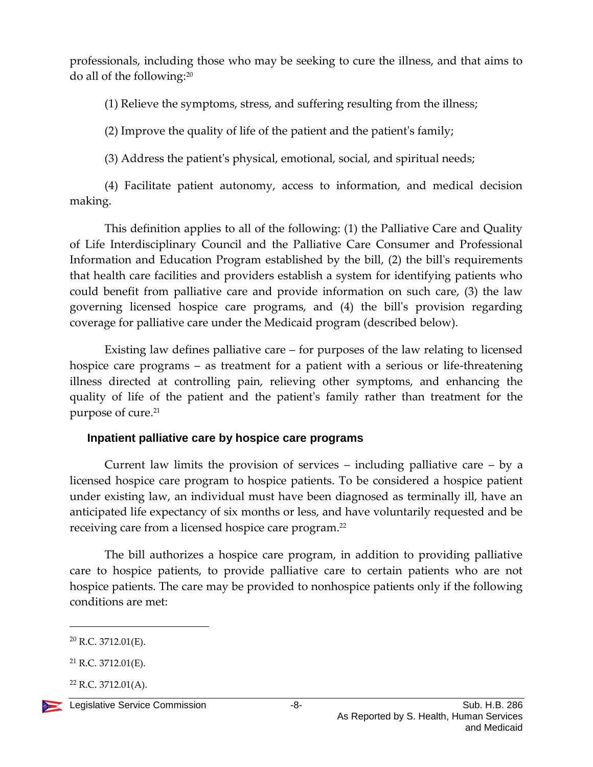professionals, including those who may be seeking to cure the illness, and that aims to do all of the following:[20]

(1) Relieve the symptoms, stress, and suffering resulting from the illness;

(2) Improve the quality of life of the patient and the patient's family;

(3) Address the patient's physical, emotional, social, and spiritual needs;

(4) Facilitate patient autonomy, access to information, and medical decision making.

This definition applies to all of the following: (1) the Palliative Care and Quality of Life Interdisciplinary Council and the Palliative Care Consumer and Professional Information and Education Program established by the bill, (2) the bill's requirements that health care facilities and providers establish a system for identifying patients who could benefit from palliative care and provide information on such care, (3) the law governing licensed hospice care programs, and (4) the bill's provision regarding coverage for palliative care under the Medicaid program (described below).

Existing law defines palliative care – for purposes of the law relating to licensed hospice care programs – as treatment for a patient with a serious or life-threatening illness directed at controlling pain, relieving other symptoms, and enhancing the quality of life of the patient and the patient's family rather than treatment for the purpose of cure.[21]

### Inpatient palliative care by hospice care programs

Current law limits the provision of services – including palliative care – by a licensed hospice care program to hospice patients. To be considered a hospice patient under existing law, an individual must have been diagnosed as terminally ill, have an anticipated life expectancy of six months or less, and have voluntarily requested and be receiving care from a licensed hospice care program.[22]

The bill authorizes a hospice care program, in addition to providing palliative care to hospice patients, to provide palliative care to certain patients who are not hospice patients. The care may be provided to nonhospice patients only if the following conditions are met:

---

[20] R.C. 3712.01(E).

[21] R.C. 3712.01(E).

[22] R.C. 3712.01(A).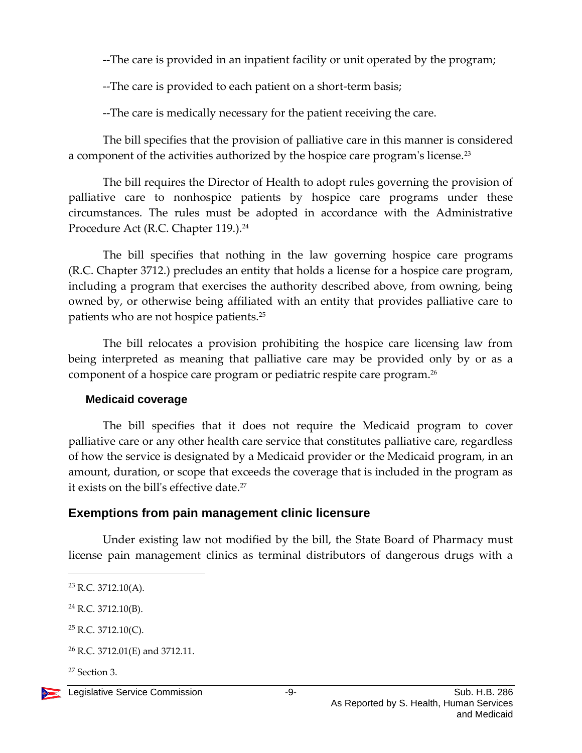--The care is provided in an inpatient facility or unit operated by the program;

--The care is provided to each patient on a short-term basis;

--The care is medically necessary for the patient receiving the care.

The bill specifies that the provision of palliative care in this manner is considered a component of the activities authorized by the hospice care program's license.[23]

The bill requires the Director of Health to adopt rules governing the provision of palliative care to nonhospice patients by hospice care programs under these circumstances. The rules must be adopted in accordance with the Administrative Procedure Act (R.C. Chapter 119.).[24]

The bill specifies that nothing in the law governing hospice care programs (R.C. Chapter 3712.) precludes an entity that holds a license for a hospice care program, including a program that exercises the authority described above, from owning, being owned by, or otherwise being affiliated with an entity that provides palliative care to patients who are not hospice patients.[25]

The bill relocates a provision prohibiting the hospice care licensing law from being interpreted as meaning that palliative care may be provided only by or as a component of a hospice care program or pediatric respite care program.[26]

### Medicaid coverage

The bill specifies that it does not require the Medicaid program to cover palliative care or any other health care service that constitutes palliative care, regardless of how the service is designated by a Medicaid provider or the Medicaid program, in an amount, duration, or scope that exceeds the coverage that is included in the program as it exists on the bill's effective date.[27]

## Exemptions from pain management clinic licensure

Under existing law not modified by the bill, the State Board of Pharmacy must license pain management clinics as terminal distributors of dangerous drugs with a

---

[23] R.C. 3712.10(A).

[24] R.C. 3712.10(B).

[25] R.C. 3712.10(C).

[26] R.C. 3712.01(E) and 3712.11.

[27] Section 3.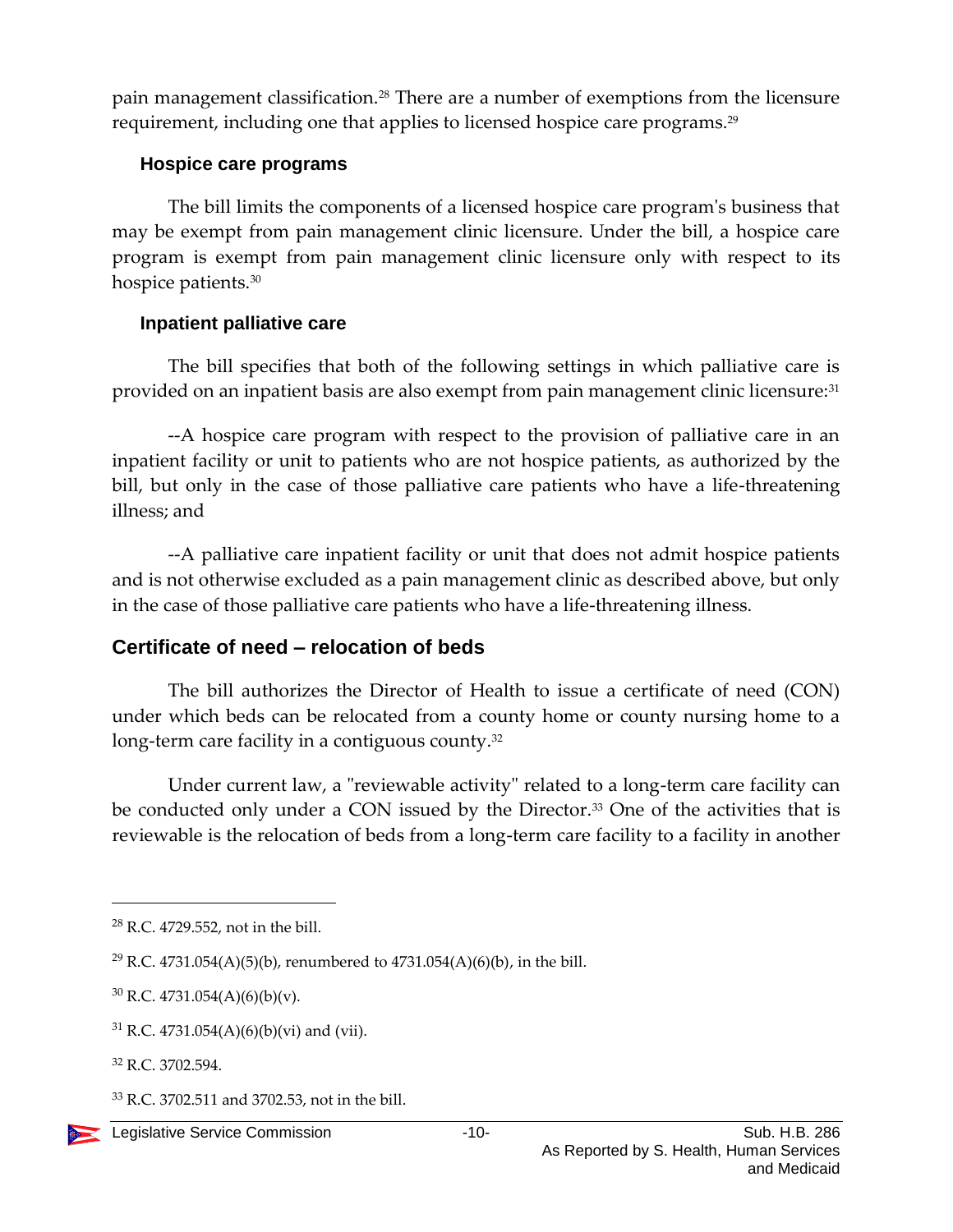pain management classification.[28] There are a number of exemptions from the licensure requirement, including one that applies to licensed hospice care programs.[29]

### Hospice care programs

The bill limits the components of a licensed hospice care program's business that may be exempt from pain management clinic licensure. Under the bill, a hospice care program is exempt from pain management clinic licensure only with respect to its hospice patients.[30]

### Inpatient palliative care

The bill specifies that both of the following settings in which palliative care is provided on an inpatient basis are also exempt from pain management clinic licensure:[31]

--A hospice care program with respect to the provision of palliative care in an inpatient facility or unit to patients who are not hospice patients, as authorized by the bill, but only in the case of those palliative care patients who have a life-threatening illness; and

--A palliative care inpatient facility or unit that does not admit hospice patients and is not otherwise excluded as a pain management clinic as described above, but only in the case of those palliative care patients who have a life-threatening illness.

## Certificate of need – relocation of beds

The bill authorizes the Director of Health to issue a certificate of need (CON) under which beds can be relocated from a county home or county nursing home to a long-term care facility in a contiguous county.[32]

Under current law, a "reviewable activity" related to a long-term care facility can be conducted only under a CON issued by the Director.[33] One of the activities that is reviewable is the relocation of beds from a long-term care facility to a facility in another

---

[28] R.C. 4729.552, not in the bill.

[29] R.C. 4731.054(A)(5)(b), renumbered to 4731.054(A)(6)(b), in the bill.

[30] R.C. 4731.054(A)(6)(b)(v).

[31] R.C. 4731.054(A)(6)(b)(vi) and (vii).

[32] R.C. 3702.594.

[33] R.C. 3702.511 and 3702.53, not in the bill.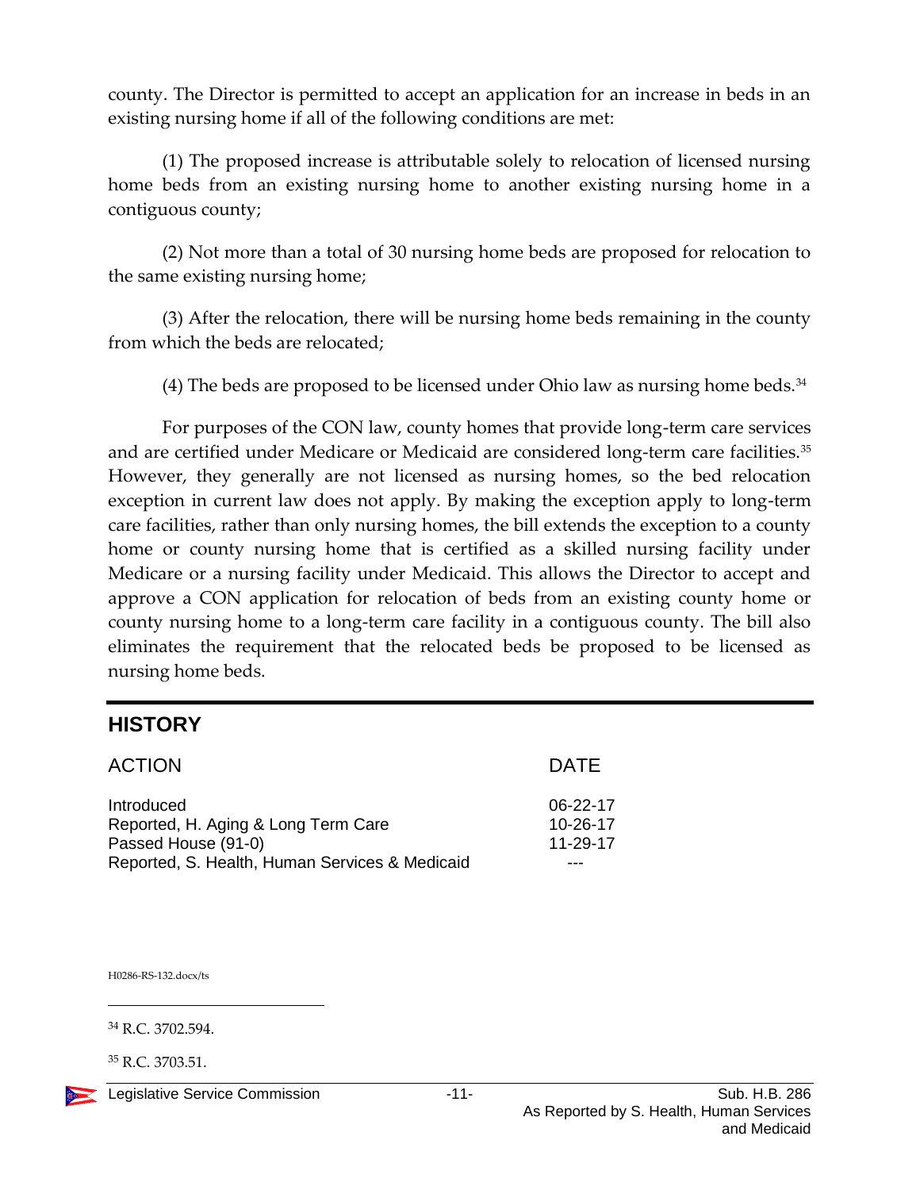county. The Director is permitted to accept an application for an increase in beds in an existing nursing home if all of the following conditions are met:

(1) The proposed increase is attributable solely to relocation of licensed nursing home beds from an existing nursing home to another existing nursing home in a contiguous county;

(2) Not more than a total of 30 nursing home beds are proposed for relocation to the same existing nursing home;

(3) After the relocation, there will be nursing home beds remaining in the county from which the beds are relocated;

(4) The beds are proposed to be licensed under Ohio law as nursing home beds.[34]

For purposes of the CON law, county homes that provide long-term care services and are certified under Medicare or Medicaid are considered long-term care facilities.[35] However, they generally are not licensed as nursing homes, so the bed relocation exception in current law does not apply. By making the exception apply to long-term care facilities, rather than only nursing homes, the bill extends the exception to a county home or county nursing home that is certified as a skilled nursing facility under Medicare or a nursing facility under Medicaid. This allows the Director to accept and approve a CON application for relocation of beds from an existing county home or county nursing home to a long-term care facility in a contiguous county. The bill also eliminates the requirement that the relocated beds be proposed to be licensed as nursing home beds.

## HISTORY

| ACTION | DATE |
| --- | --- |
| Introduced | 06-22-17 |
| Reported, H. Aging & Long Term Care | 10-26-17 |
| Passed House (91-0) | 11-29-17 |
| Reported, S. Health, Human Services & Medicaid | --- |

H0286-RS-132.docx/ts

[34] R.C. 3702.594.

[35] R.C. 3703.51.